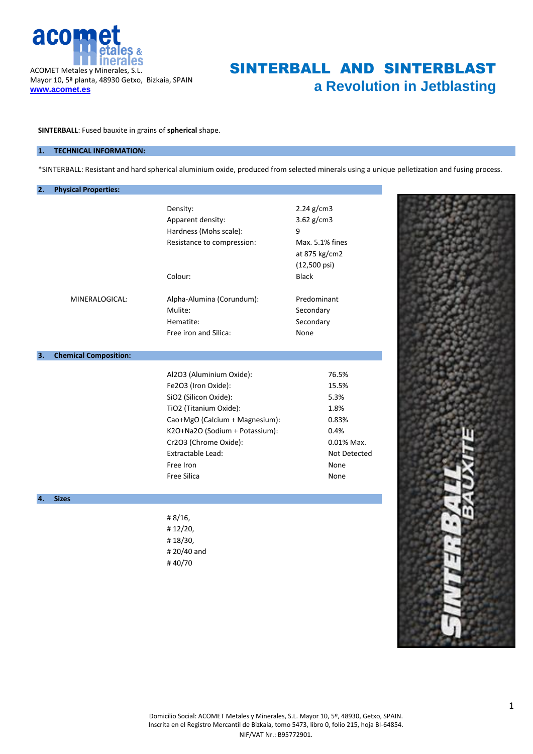ACOMET Metales y Minerales, S.L.
Mayor 10, 5ª planta, 48930 Getxo, Bizkaia, SPAIN
[www.acomet.es](http://www.acomet.es)

# SINTERBALL AND SINTERBLAST
## a Revolution in Jetblasting

**SINTERBALL**: Fused bauxite in grains of **spherical** shape.

### 1. TECHNICAL INFORMATION:

*SINTERBALL: Resistant and hard spherical aluminium oxide, produced from selected minerals using a unique pelletization and fusing process.

### 2. Physical Properties:

| | | |
|---|---|---|
| | Density: | 2.24 g/cm3 |
| | Apparent density: | 3.62 g/cm3 |
| | Hardness (Mohs scale): | 9 |
| | Resistance to compression: | Max. 5.1% fines at 875 kg/cm2 (12,500 psi) |
| | Colour: | Black |
| MINERALOGICAL: | Alpha-Alumina (Corundum): | Predominant |
| | Mulite: | Secondary |
| | Hematite: | Secondary |
| | Free iron and Silica: | None |

### 3. Chemical Composition:

| | |
|---|---|
| $Al_2O_3$ (Aluminium Oxide): | 76.5% |
| $Fe_2O_3$ (Iron Oxide): | 15.5% |
| $SiO_2$ (Silicon Oxide): | 5.3% |
| $TiO_2$ (Titanium Oxide): | 1.8% |
| CaO+MgO (Calcium + Magnesium): | 0.83% |
| $K_2O$+$Na_2O$ (Sodium + Potassium): | 0.4% |
| $Cr_2O_3$ (Chrome Oxide): | 0.01% Max. |
| Extractable Lead: | Not Detected |
| Free Iron | None |
| Free Silica | None |

### 4. Sizes

# 8/16,
# 12/20,
# 18/30,
# 20/40 and
# 40/70

Domicilio Social: ACOMET Metales y Minerales, S.L. Mayor 10, 5º, 48930, Getxo, SPAIN.
Inscrita en el Registro Mercantil de Bizkaia, tomo 5473, libro 0, folio 215, hoja BI-64854.
NIF/VAT Nr.: B95772901.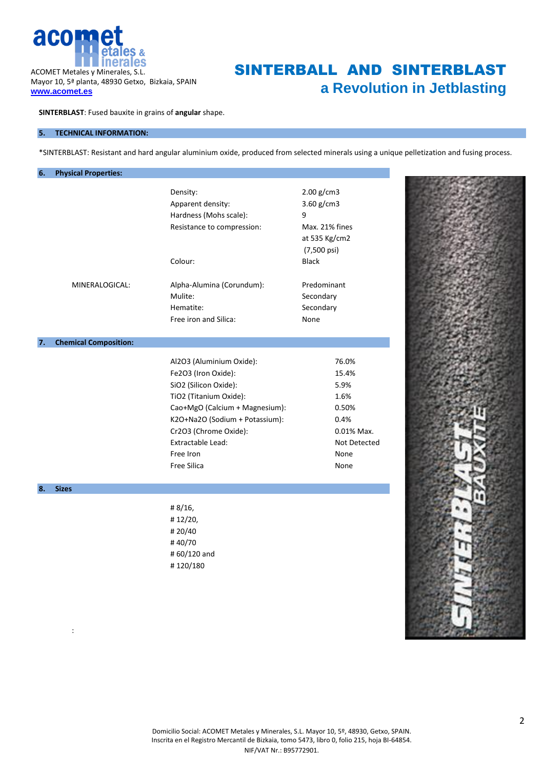ACOMET Metales y Minerales, S.L.
Mayor 10, 5ª planta, 48930 Getxo, Bizkaia, SPAIN
www.acomet.es

# SINTERBALL AND SINTERBLAST
## a Revolution in Jetblasting

**SINTERBLAST**: Fused bauxite in grains of **angular** shape.

## 5. TECHNICAL INFORMATION:

*SINTERBLAST: Resistant and hard angular aluminium oxide, produced from selected minerals using a unique pelletization and fusing process.

## 6. Physical Properties:

| | | |
|---|---|---|
| | Density: | 2.00 g/cm3 |
| | Apparent density: | 3.60 g/cm3 |
| | Hardness (Mohs scale): | 9 |
| | Resistance to compression: | Max. 21% fines at 535 Kg/cm2 (7,500 psi) |
| | Colour: | Black |
| MINERALOGICAL: | Alpha-Alumina (Corundum): | Predominant |
| | Mulite: | Secondary |
| | Hematite: | Secondary |
| | Free iron and Silica: | None |

## 7. Chemical Composition:

| | |
|---|---|
| $Al_2O_3$ (Aluminium Oxide): | 76.0% |
| $Fe_2O_3$ (Iron Oxide): | 15.4% |
| $SiO_2$ (Silicon Oxide): | 5.9% |
| $TiO_2$ (Titanium Oxide): | 1.6% |
| Cao+MgO (Calcium + Magnesium): | 0.50% |
| $K_2O$+$Na_2O$ (Sodium + Potassium): | 0.4% |
| $Cr_2O_3$ (Chrome Oxide): | 0.01% Max. |
| Extractable Lead: | Not Detected |
| Free Iron | None |
| Free Silica | None |

## 8. Sizes

# 8/16,
# 12/20,
# 20/40
# 40/70
# 60/120 and
# 120/180

:

Domicilio Social: ACOMET Metales y Minerales, S.L. Mayor 10, 5º, 48930, Getxo, SPAIN.
Inscrita en el Registro Mercantil de Bizkaia, tomo 5473, libro 0, folio 215, hoja BI-64854.
NIF/VAT Nr.: B95772901.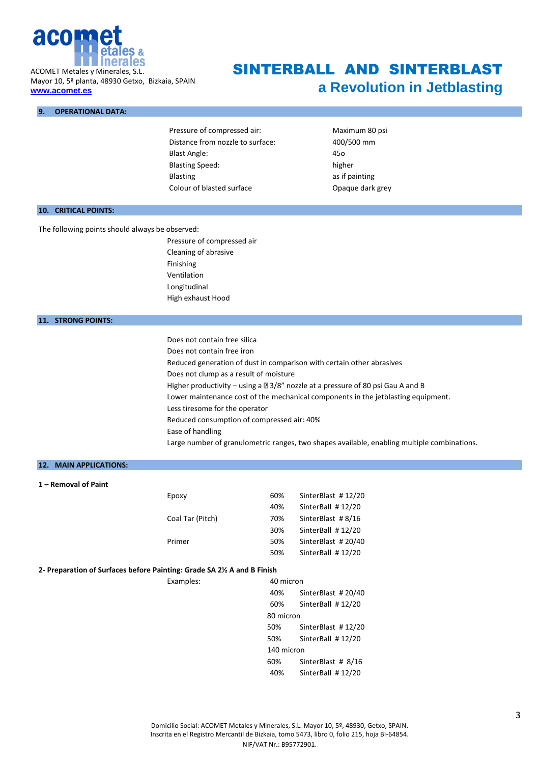## 9. OPERATIONAL DATA:

| | |
|---|---|
| Pressure of compressed air: | Maximum 80 psi |
| Distance from nozzle to surface: | 400/500 mm |
| Blast Angle: | 45o |
| Blasting Speed: | higher |
| Blasting | as if painting |
| Colour of blasted surface | Opaque dark grey |

## 10. CRITICAL POINTS:

The following points should always be observed:

- Pressure of compressed air
- Cleaning of abrasive
- Finishing
- Ventilation
- Longitudinal
- High exhaust Hood

## 11. STRONG POINTS:

- Does not contain free silica
- Does not contain free iron
- Reduced generation of dust in comparison with certain other abrasives
- Does not clump as a result of moisture
- Higher productivity – using a ⌀ 3/8" nozzle at a pressure of 80 psi Gau A and B
- Lower maintenance cost of the mechanical components in the jetblasting equipment.
- Less tiresome for the operator
- Reduced consumption of compressed air: 40%
- Ease of handling
- Large number of granulometric ranges, two shapes available, enabling multiple combinations.

## 12. MAIN APPLICATIONS:

**1 – Removal of Paint**

| | | |
|---|---|---|
| Epoxy | 60% | SinterBlast # 12/20 |
| | 40% | SinterBall # 12/20 |
| Coal Tar (Pitch) | 70% | SinterBlast # 8/16 |
| | 30% | SinterBall # 12/20 |
| Primer | 50% | SinterBlast # 20/40 |
| | 50% | SinterBall # 12/20 |

**2- Preparation of Surfaces before Painting: Grade SA 2½ A and B Finish**

| | | |
|---|---|---|
| Examples: | 40 micron | |
| | 40% | SinterBlast # 20/40 |
| | 60% | SinterBall # 12/20 |
| | 80 micron | |
| | 50% | SinterBlast # 12/20 |
| | 50% | SinterBall # 12/20 |
| | 140 micron | |
| | 60% | SinterBlast # 8/16 |
| | 40% | SinterBall # 12/20 |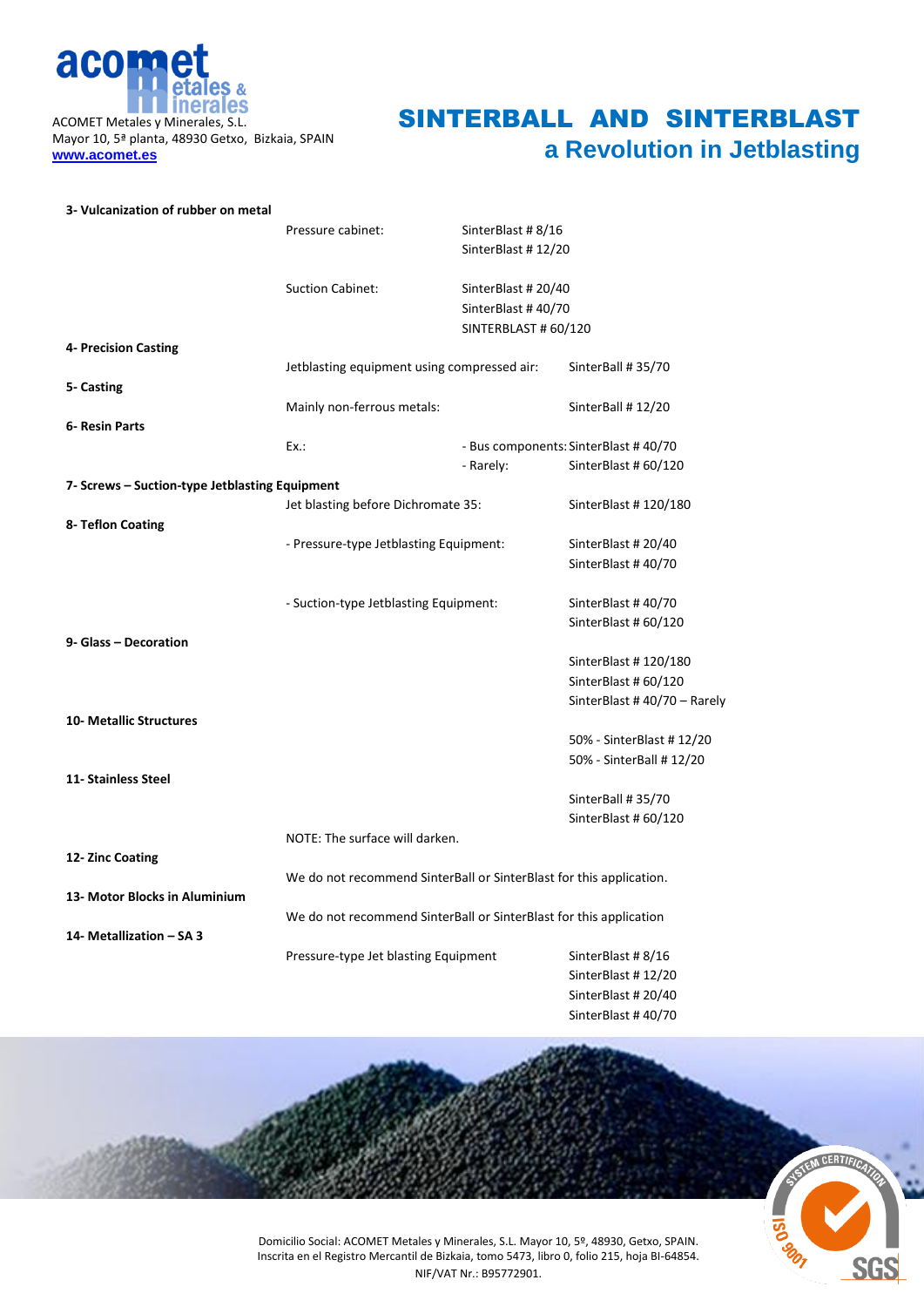ACOMET Metales y Minerales, S.L.
Mayor 10, 5ª planta, 48930 Getxo, Bizkaia, SPAIN
www.acomet.es

# SINTERBALL AND SINTERBLAST
## a Revolution in Jetblasting

| | | | |
|---|---|---|---|
| **3- Vulcanization of rubber on metal** | | | |
| | Pressure cabinet: | SinterBlast # 8/16 | |
| | | SinterBlast # 12/20 | |
| | Suction Cabinet: | SinterBlast # 20/40 | |
| | | SinterBlast # 40/70 | |
| | | SINTERBLAST # 60/120 | |
| **4- Precision Casting** | | | |
| | Jetblasting equipment using compressed air: | | SinterBall # 35/70 |
| **5- Casting** | | | |
| | Mainly non-ferrous metals: | | SinterBall # 12/20 |
| **6- Resin Parts** | | | |
| | Ex.: | - Bus components: | SinterBlast # 40/70 |
| | | - Rarely: | SinterBlast # 60/120 |
| **7- Screws – Suction-type Jetblasting Equipment** | | | |
| | Jet blasting before Dichromate 35: | | SinterBlast # 120/180 |
| **8- Teflon Coating** | | | |
| | - Pressure-type Jetblasting Equipment: | | SinterBlast # 20/40 |
| | | | SinterBlast # 40/70 |
| | - Suction-type Jetblasting Equipment: | | SinterBlast # 40/70 |
| | | | SinterBlast # 60/120 |
| **9- Glass – Decoration** | | | |
| | | | SinterBlast # 120/180 |
| | | | SinterBlast # 60/120 |
| | | | SinterBlast # 40/70 – Rarely |
| **10- Metallic Structures** | | | |
| | | | 50% - SinterBlast # 12/20 |
| | | | 50% - SinterBall # 12/20 |
| **11- Stainless Steel** | | | |
| | | | SinterBall # 35/70 |
| | | | SinterBlast # 60/120 |
| | NOTE: The surface will darken. | | |
| **12- Zinc Coating** | | | |
| | We do not recommend SinterBall or SinterBlast for this application. | | |
| **13- Motor Blocks in Aluminium** | | | |
| | We do not recommend SinterBall or SinterBlast for this application | | |
| **14- Metallization – SA 3** | | | |
| | Pressure-type Jet blasting Equipment | | SinterBlast # 8/16 |
| | | | SinterBlast # 12/20 |
| | | | SinterBlast # 20/40 |
| | | | SinterBlast # 40/70 |

Domicilio Social: ACOMET Metales y Minerales, S.L. Mayor 10, 5º, 48930, Getxo, SPAIN.
Inscrita en el Registro Mercantil de Bizkaia, tomo 5473, libro 0, folio 215, hoja BI-64854.
NIF/VAT Nr.: B95772901.